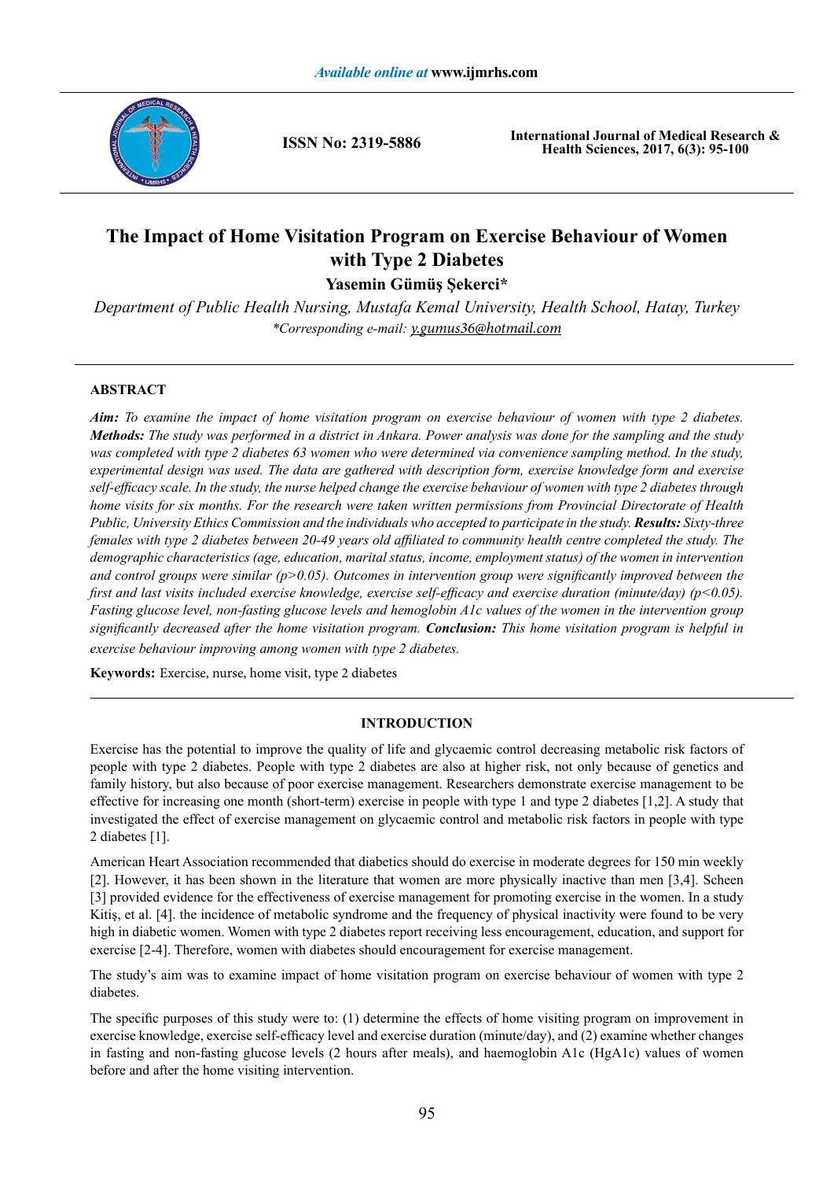# The Impact of Home Visitation Program on Exercise Behaviour of Women with Type 2 Diabetes

**Yasemin Gümüş Şekerci***

*Department of Public Health Nursing, Mustafa Kemal University, Health School, Hatay, Turkey*

*\*Corresponding e-mail: y.gumus36@hotmail.com*

## ABSTRACT

***Aim:*** *To examine the impact of home visitation program on exercise behaviour of women with type 2 diabetes.* ***Methods:*** *The study was performed in a district in Ankara. Power analysis was done for the sampling and the study was completed with type 2 diabetes 63 women who were determined via convenience sampling method. In the study, experimental design was used. The data are gathered with description form, exercise knowledge form and exercise self-efficacy scale. In the study, the nurse helped change the exercise behaviour of women with type 2 diabetes through home visits for six months. For the research were taken written permissions from Provincial Directorate of Health Public, University Ethics Commission and the individuals who accepted to participate in the study.* ***Results:*** *Sixty-three females with type 2 diabetes between 20-49 years old affiliated to community health centre completed the study. The demographic characteristics (age, education, marital status, income, employment status) of the women in intervention and control groups were similar ($p>0.05$). Outcomes in intervention group were significantly improved between the first and last visits included exercise knowledge, exercise self-efficacy and exercise duration (minute/day) ($p<0.05$). Fasting glucose level, non-fasting glucose levels and hemoglobin A1c values of the women in the intervention group significantly decreased after the home visitation program.* ***Conclusion:*** *This home visitation program is helpful in exercise behaviour improving among women with type 2 diabetes.*

**Keywords:** Exercise, nurse, home visit, type 2 diabetes

## INTRODUCTION

Exercise has the potential to improve the quality of life and glycaemic control decreasing metabolic risk factors of people with type 2 diabetes. People with type 2 diabetes are also at higher risk, not only because of genetics and family history, but also because of poor exercise management. Researchers demonstrate exercise management to be effective for increasing one month (short-term) exercise in people with type 1 and type 2 diabetes [1,2]. A study that investigated the effect of exercise management on glycaemic control and metabolic risk factors in people with type 2 diabetes [1].

American Heart Association recommended that diabetics should do exercise in moderate degrees for 150 min weekly [2]. However, it has been shown in the literature that women are more physically inactive than men [3,4]. Scheen [3] provided evidence for the effectiveness of exercise management for promoting exercise in the women. In a study Kitiş, et al. [4]. the incidence of metabolic syndrome and the frequency of physical inactivity were found to be very high in diabetic women. Women with type 2 diabetes report receiving less encouragement, education, and support for exercise [2-4]. Therefore, women with diabetes should encouragement for exercise management.

The study's aim was to examine impact of home visitation program on exercise behaviour of women with type 2 diabetes.

The specific purposes of this study were to: (1) determine the effects of home visiting program on improvement in exercise knowledge, exercise self-efficacy level and exercise duration (minute/day), and (2) examine whether changes in fasting and non-fasting glucose levels (2 hours after meals), and haemoglobin A1c (HgA1c) values of women before and after the home visiting intervention.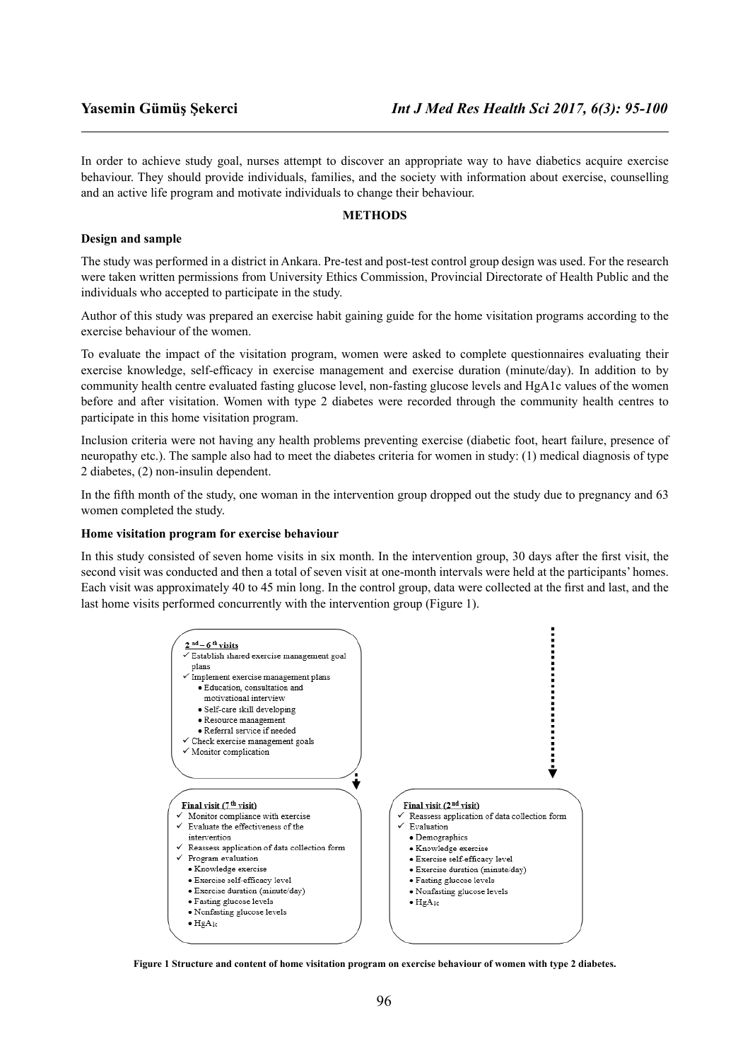In order to achieve study goal, nurses attempt to discover an appropriate way to have diabetics acquire exercise behaviour. They should provide individuals, families, and the society with information about exercise, counselling and an active life program and motivate individuals to change their behaviour.

## METHODS

### Design and sample

The study was performed in a district in Ankara. Pre-test and post-test control group design was used. For the research were taken written permissions from University Ethics Commission, Provincial Directorate of Health Public and the individuals who accepted to participate in the study.

Author of this study was prepared an exercise habit gaining guide for the home visitation programs according to the exercise behaviour of the women.

To evaluate the impact of the visitation program, women were asked to complete questionnaires evaluating their exercise knowledge, self-efficacy in exercise management and exercise duration (minute/day). In addition to by community health centre evaluated fasting glucose level, non-fasting glucose levels and HgA1c values of the women before and after visitation. Women with type 2 diabetes were recorded through the community health centres to participate in this home visitation program.

Inclusion criteria were not having any health problems preventing exercise (diabetic foot, heart failure, presence of neuropathy etc.). The sample also had to meet the diabetes criteria for women in study: (1) medical diagnosis of type 2 diabetes, (2) non-insulin dependent.

In the fifth month of the study, one woman in the intervention group dropped out the study due to pregnancy and 63 women completed the study.

### Home visitation program for exercise behaviour

In this study consisted of seven home visits in six month. In the intervention group, 30 days after the first visit, the second visit was conducted and then a total of seven visit at one-month intervals were held at the participants' homes. Each visit was approximately 40 to 45 min long. In the control group, data were collected at the first and last, and the last home visits performed concurrently with the intervention group (Figure 1).

**2nd – 6th visits**
- ✓ Establish shared exercise management goal plans
- ✓ Implement exercise management plans
  - Education, consultation and motivational interview
  - Self-care skill developing
  - Resource management
  - Referral service if needed
- ✓ Check exercise management goals
- ✓ Monitor complication

**Final visit (7th visit)**
- ✓ Monitor compliance with exercise
- ✓ Evaluate the effectiveness of the intervention
- ✓ Reassess application of data collection form
- ✓ Program evaluation
  - Knowledge exercise
  - Exercise self-efficacy level
  - Exercise duration (minute/day)
  - Fasting glucose levels
  - Nonfasting glucose levels
  - $HgA_{1c}$

**Final visit (2nd visit)**
- ✓ Reassess application of data collection form
- ✓ Evaluation
  - Demographics
  - Knowledge exercise
  - Exercise self-efficacy level
  - Exercise duration (minute/day)
  - Fasting glucose levels
  - Nonfasting glucose levels
  - $HgA_{1c}$

**Figure 1 Structure and content of home visitation program on exercise behaviour of women with type 2 diabetes.**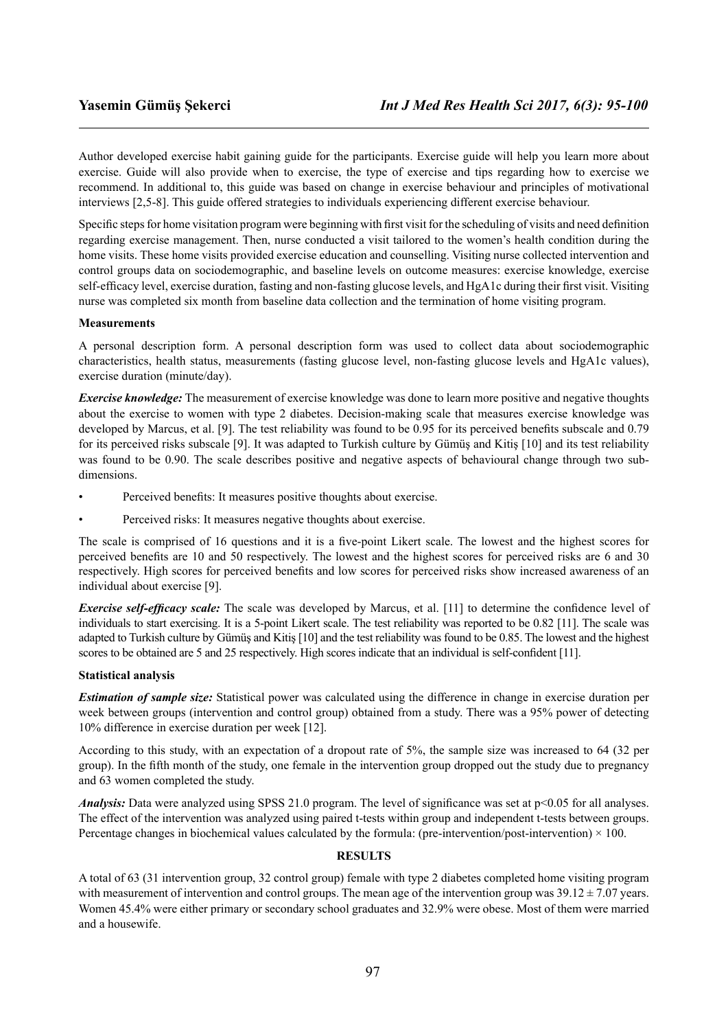Author developed exercise habit gaining guide for the participants. Exercise guide will help you learn more about exercise. Guide will also provide when to exercise, the type of exercise and tips regarding how to exercise we recommend. In additional to, this guide was based on change in exercise behaviour and principles of motivational interviews [2,5-8]. This guide offered strategies to individuals experiencing different exercise behaviour.

Specific steps for home visitation program were beginning with first visit for the scheduling of visits and need definition regarding exercise management. Then, nurse conducted a visit tailored to the women's health condition during the home visits. These home visits provided exercise education and counselling. Visiting nurse collected intervention and control groups data on sociodemographic, and baseline levels on outcome measures: exercise knowledge, exercise self-efficacy level, exercise duration, fasting and non-fasting glucose levels, and HgA1c during their first visit. Visiting nurse was completed six month from baseline data collection and the termination of home visiting program.

**Measurements**

A personal description form. A personal description form was used to collect data about sociodemographic characteristics, health status, measurements (fasting glucose level, non-fasting glucose levels and HgA1c values), exercise duration (minute/day).

***Exercise knowledge:*** The measurement of exercise knowledge was done to learn more positive and negative thoughts about the exercise to women with type 2 diabetes. Decision-making scale that measures exercise knowledge was developed by Marcus, et al. [9]. The test reliability was found to be 0.95 for its perceived benefits subscale and 0.79 for its perceived risks subscale [9]. It was adapted to Turkish culture by Gümüş and Kitiş [10] and its test reliability was found to be 0.90. The scale describes positive and negative aspects of behavioural change through two sub-dimensions.

- Perceived benefits: It measures positive thoughts about exercise.
- Perceived risks: It measures negative thoughts about exercise.

The scale is comprised of 16 questions and it is a five-point Likert scale. The lowest and the highest scores for perceived benefits are 10 and 50 respectively. The lowest and the highest scores for perceived risks are 6 and 30 respectively. High scores for perceived benefits and low scores for perceived risks show increased awareness of an individual about exercise [9].

***Exercise self-efficacy scale:*** The scale was developed by Marcus, et al. [11] to determine the confidence level of individuals to start exercising. It is a 5-point Likert scale. The test reliability was reported to be 0.82 [11]. The scale was adapted to Turkish culture by Gümüş and Kitiş [10] and the test reliability was found to be 0.85. The lowest and the highest scores to be obtained are 5 and 25 respectively. High scores indicate that an individual is self-confident [11].

**Statistical analysis**

***Estimation of sample size:*** Statistical power was calculated using the difference in change in exercise duration per week between groups (intervention and control group) obtained from a study. There was a 95% power of detecting 10% difference in exercise duration per week [12].

According to this study, with an expectation of a dropout rate of 5%, the sample size was increased to 64 (32 per group). In the fifth month of the study, one female in the intervention group dropped out the study due to pregnancy and 63 women completed the study.

***Analysis:*** Data were analyzed using SPSS 21.0 program. The level of significance was set at $p<0.05$ for all analyses. The effect of the intervention was analyzed using paired t-tests within group and independent t-tests between groups. Percentage changes in biochemical values calculated by the formula: (pre-intervention/post-intervention) $\times$ 100.

## RESULTS

A total of 63 (31 intervention group, 32 control group) female with type 2 diabetes completed home visiting program with measurement of intervention and control groups. The mean age of the intervention group was $39.12 \pm 7.07$ years. Women 45.4% were either primary or secondary school graduates and 32.9% were obese. Most of them were married and a housewife.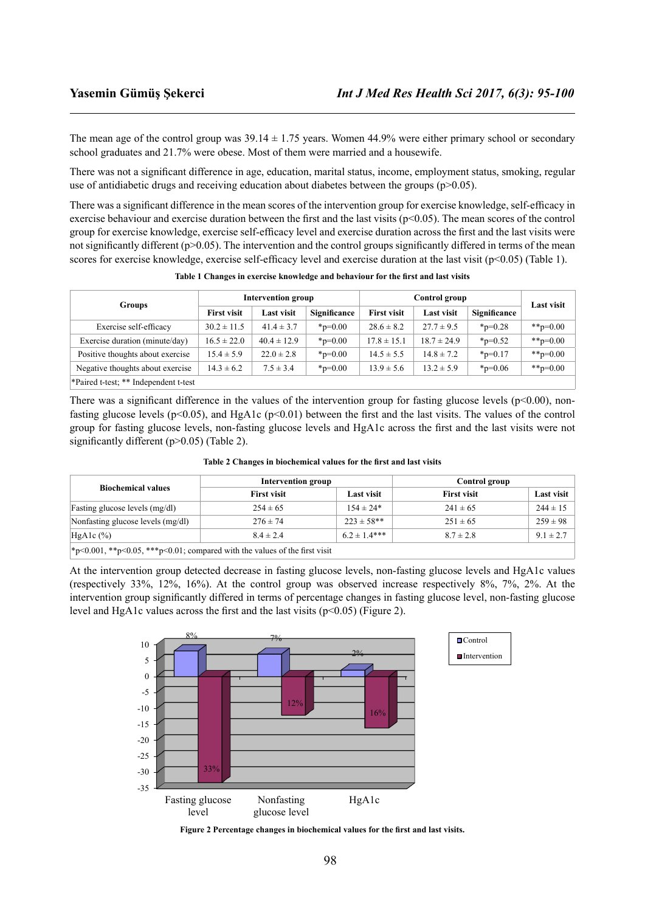The mean age of the control group was 39.14 ± 1.75 years. Women 44.9% were either primary school or secondary school graduates and 21.7% were obese. Most of them were married and a housewife.

There was not a significant difference in age, education, marital status, income, employment status, smoking, regular use of antidiabetic drugs and receiving education about diabetes between the groups ($p>0.05$).

There was a significant difference in the mean scores of the intervention group for exercise knowledge, self-efficacy in exercise behaviour and exercise duration between the first and the last visits ($p<0.05$). The mean scores of the control group for exercise knowledge, exercise self-efficacy level and exercise duration across the first and the last visits were not significantly different ($p>0.05$). The intervention and the control groups significantly differed in terms of the mean scores for exercise knowledge, exercise self-efficacy level and exercise duration at the last visit ($p<0.05$) (Table 1).

**Table 1 Changes in exercise knowledge and behaviour for the first and last visits**

| Groups | Intervention group | | | Control group | | | Last visit |
|---|---|---|---|---|---|---|---|
| | First visit | Last visit | Significance | First visit | Last visit | Significance | |
| Exercise self-efficacy | 30.2 ± 11.5 | 41.4 ± 3.7 | *p=0.00 | 28.6 ± 8.2 | 27.7 ± 9.5 | *p=0.28 | **p=0.00 |
| Exercise duration (minute/day) | 16.5 ± 22.0 | 40.4 ± 12.9 | *p=0.00 | 17.8 ± 15.1 | 18.7 ± 24.9 | *p=0.52 | **p=0.00 |
| Positive thoughts about exercise | 15.4 ± 5.9 | 22.0 ± 2.8 | *p=0.00 | 14.5 ± 5.5 | 14.8 ± 7.2 | *p=0.17 | **p=0.00 |
| Negative thoughts about exercise | 14.3 ± 6.2 | 7.5 ± 3.4 | *p=0.00 | 13.9 ± 5.6 | 13.2 ± 5.9 | *p=0.06 | **p=0.00 |

*Paired t-test; ** Independent t-test

There was a significant difference in the values of the intervention group for fasting glucose levels ($p<0.00$), non-fasting glucose levels ($p<0.05$), and HgA1c ($p<0.01$) between the first and the last visits. The values of the control group for fasting glucose levels, non-fasting glucose levels and HgA1c across the first and the last visits were not significantly different ($p>0.05$) (Table 2).

**Table 2 Changes in biochemical values for the first and last visits**

| Biochemical values | Intervention group | | Control group | |
|---|---|---|---|---|
| | First visit | Last visit | First visit | Last visit |
| Fasting glucose levels (mg/dl) | 254 ± 65 | 154 ± 24* | 241 ± 65 | 244 ± 15 |
| Nonfasting glucose levels (mg/dl) | 276 ± 74 | 223 ± 58** | 251 ± 65 | 259 ± 98 |
| HgA1c (%) | 8.4 ± 2.4 | 6.2 ± 1.4*** | 8.7 ± 2.8 | 9.1 ± 2.7 |

*p<0.001, **p<0.05, ***p<0.01; compared with the values of the first visit

At the intervention group detected decrease in fasting glucose levels, non-fasting glucose levels and HgA1c values (respectively 33%, 12%, 16%). At the control group was observed increase respectively 8%, 7%, 2%. At the intervention group significantly differed in terms of percentage changes in fasting glucose level, non-fasting glucose level and HgA1c values across the first and the last visits ($p<0.05$) (Figure 2).

**Figure 2 Percentage changes in biochemical values for the first and last visits.**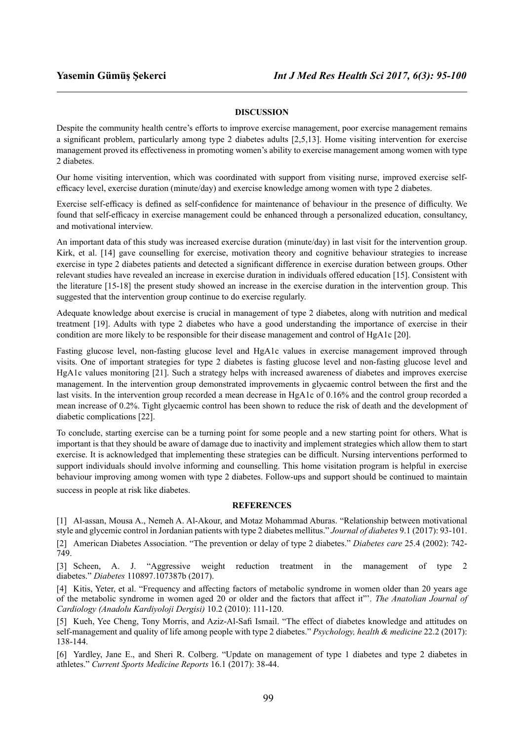## DISCUSSION

Despite the community health centre's efforts to improve exercise management, poor exercise management remains a significant problem, particularly among type 2 diabetes adults [2,5,13]. Home visiting intervention for exercise management proved its effectiveness in promoting women's ability to exercise management among women with type 2 diabetes.

Our home visiting intervention, which was coordinated with support from visiting nurse, improved exercise self-efficacy level, exercise duration (minute/day) and exercise knowledge among women with type 2 diabetes.

Exercise self-efficacy is defined as self-confidence for maintenance of behaviour in the presence of difficulty. We found that self-efficacy in exercise management could be enhanced through a personalized education, consultancy, and motivational interview.

An important data of this study was increased exercise duration (minute/day) in last visit for the intervention group. Kirk, et al. [14] gave counselling for exercise, motivation theory and cognitive behaviour strategies to increase exercise in type 2 diabetes patients and detected a significant difference in exercise duration between groups. Other relevant studies have revealed an increase in exercise duration in individuals offered education [15]. Consistent with the literature [15-18] the present study showed an increase in the exercise duration in the intervention group. This suggested that the intervention group continue to do exercise regularly.

Adequate knowledge about exercise is crucial in management of type 2 diabetes, along with nutrition and medical treatment [19]. Adults with type 2 diabetes who have a good understanding the importance of exercise in their condition are more likely to be responsible for their disease management and control of HgA1c [20].

Fasting glucose level, non-fasting glucose level and HgA1c values in exercise management improved through visits. One of important strategies for type 2 diabetes is fasting glucose level and non-fasting glucose level and HgA1c values monitoring [21]. Such a strategy helps with increased awareness of diabetes and improves exercise management. In the intervention group demonstrated improvements in glycaemic control between the first and the last visits. In the intervention group recorded a mean decrease in HgA1c of 0.16% and the control group recorded a mean increase of 0.2%. Tight glycaemic control has been shown to reduce the risk of death and the development of diabetic complications [22].

To conclude, starting exercise can be a turning point for some people and a new starting point for others. What is important is that they should be aware of damage due to inactivity and implement strategies which allow them to start exercise. It is acknowledged that implementing these strategies can be difficult. Nursing interventions performed to support individuals should involve informing and counselling. This home visitation program is helpful in exercise behaviour improving among women with type 2 diabetes. Follow-ups and support should be continued to maintain success in people at risk like diabetes.

## REFERENCES

[1] Al-assan, Mousa A., Nemeh A. Al-Akour, and Motaz Mohammad Aburas. "Relationship between motivational style and glycemic control in Jordanian patients with type 2 diabetes mellitus." *Journal of diabetes* 9.1 (2017): 93-101.

[2] American Diabetes Association. "The prevention or delay of type 2 diabetes." *Diabetes care* 25.4 (2002): 742-749.

[3] Scheen, A. J. "Aggressive weight reduction treatment in the management of type 2 diabetes." *Diabetes* 110897.107387b (2017).

[4] Kitis, Yeter, et al. "Frequency and affecting factors of metabolic syndrome in women older than 20 years age of the metabolic syndrome in women aged 20 or older and the factors that affect it"'. *The Anatolian Journal of Cardiology (Anadolu Kardiyoloji Dergisi)* 10.2 (2010): 111-120.

[5] Kueh, Yee Cheng, Tony Morris, and Aziz-Al-Safi Ismail. "The effect of diabetes knowledge and attitudes on self-management and quality of life among people with type 2 diabetes." *Psychology, health & medicine* 22.2 (2017): 138-144.

[6] Yardley, Jane E., and Sheri R. Colberg. "Update on management of type 1 diabetes and type 2 diabetes in athletes." *Current Sports Medicine Reports* 16.1 (2017): 38-44.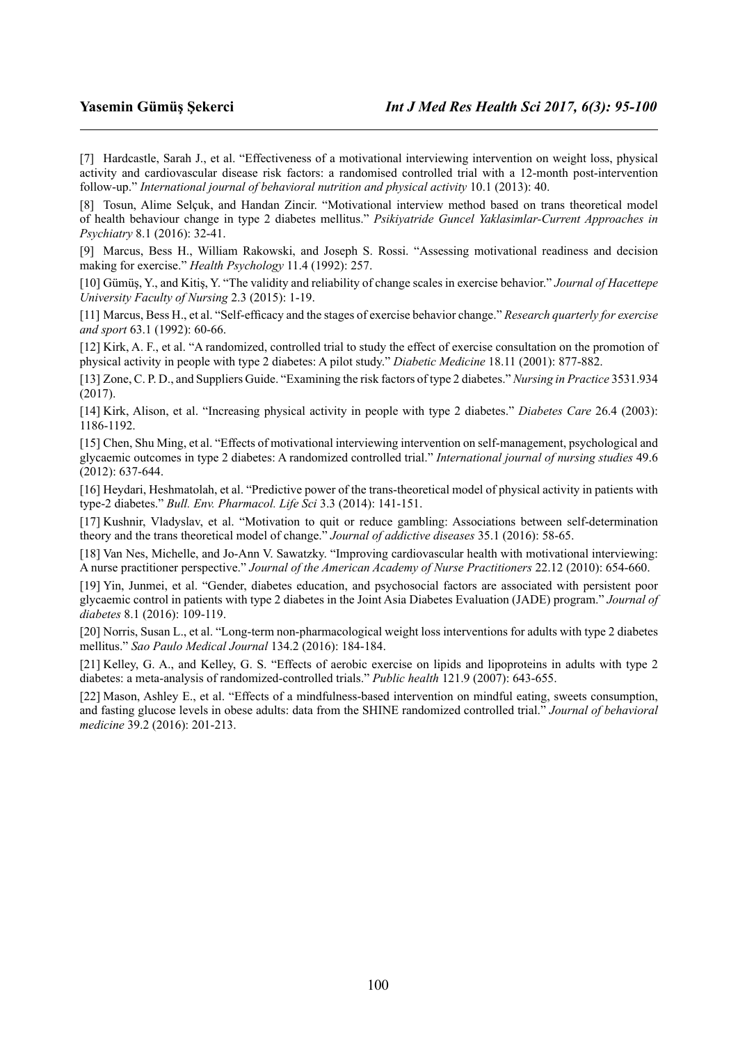[7] Hardcastle, Sarah J., et al. "Effectiveness of a motivational interviewing intervention on weight loss, physical activity and cardiovascular disease risk factors: a randomised controlled trial with a 12-month post-intervention follow-up." *International journal of behavioral nutrition and physical activity* 10.1 (2013): 40.

[8] Tosun, Alime Selçuk, and Handan Zincir. "Motivational interview method based on trans theoretical model of health behaviour change in type 2 diabetes mellitus." *Psikiyatride Guncel Yaklasimlar-Current Approaches in Psychiatry* 8.1 (2016): 32-41.

[9] Marcus, Bess H., William Rakowski, and Joseph S. Rossi. "Assessing motivational readiness and decision making for exercise." *Health Psychology* 11.4 (1992): 257.

[10] Gümüş, Y., and Kitiş, Y. "The validity and reliability of change scales in exercise behavior." *Journal of Hacettepe University Faculty of Nursing* 2.3 (2015): 1-19.

[11] Marcus, Bess H., et al. "Self-efficacy and the stages of exercise behavior change." *Research quarterly for exercise and sport* 63.1 (1992): 60-66.

[12] Kirk, A. F., et al. "A randomized, controlled trial to study the effect of exercise consultation on the promotion of physical activity in people with type 2 diabetes: A pilot study." *Diabetic Medicine* 18.11 (2001): 877-882.

[13] Zone, C. P. D., and Suppliers Guide. "Examining the risk factors of type 2 diabetes." *Nursing in Practice* 3531.934 (2017).

[14] Kirk, Alison, et al. "Increasing physical activity in people with type 2 diabetes." *Diabetes Care* 26.4 (2003): 1186-1192.

[15] Chen, Shu Ming, et al. "Effects of motivational interviewing intervention on self-management, psychological and glycaemic outcomes in type 2 diabetes: A randomized controlled trial." *International journal of nursing studies* 49.6 (2012): 637-644.

[16] Heydari, Heshmatolah, et al. "Predictive power of the trans-theoretical model of physical activity in patients with type-2 diabetes." *Bull. Env. Pharmacol. Life Sci* 3.3 (2014): 141-151.

[17] Kushnir, Vladyslav, et al. "Motivation to quit or reduce gambling: Associations between self-determination theory and the trans theoretical model of change." *Journal of addictive diseases* 35.1 (2016): 58-65.

[18] Van Nes, Michelle, and Jo-Ann V. Sawatzky. "Improving cardiovascular health with motivational interviewing: A nurse practitioner perspective." *Journal of the American Academy of Nurse Practitioners* 22.12 (2010): 654-660.

[19] Yin, Junmei, et al. "Gender, diabetes education, and psychosocial factors are associated with persistent poor glycaemic control in patients with type 2 diabetes in the Joint Asia Diabetes Evaluation (JADE) program." *Journal of diabetes* 8.1 (2016): 109-119.

[20] Norris, Susan L., et al. "Long-term non-pharmacological weight loss interventions for adults with type 2 diabetes mellitus." *Sao Paulo Medical Journal* 134.2 (2016): 184-184.

[21] Kelley, G. A., and Kelley, G. S. "Effects of aerobic exercise on lipids and lipoproteins in adults with type 2 diabetes: a meta-analysis of randomized-controlled trials." *Public health* 121.9 (2007): 643-655.

[22] Mason, Ashley E., et al. "Effects of a mindfulness-based intervention on mindful eating, sweets consumption, and fasting glucose levels in obese adults: data from the SHINE randomized controlled trial." *Journal of behavioral medicine* 39.2 (2016): 201-213.